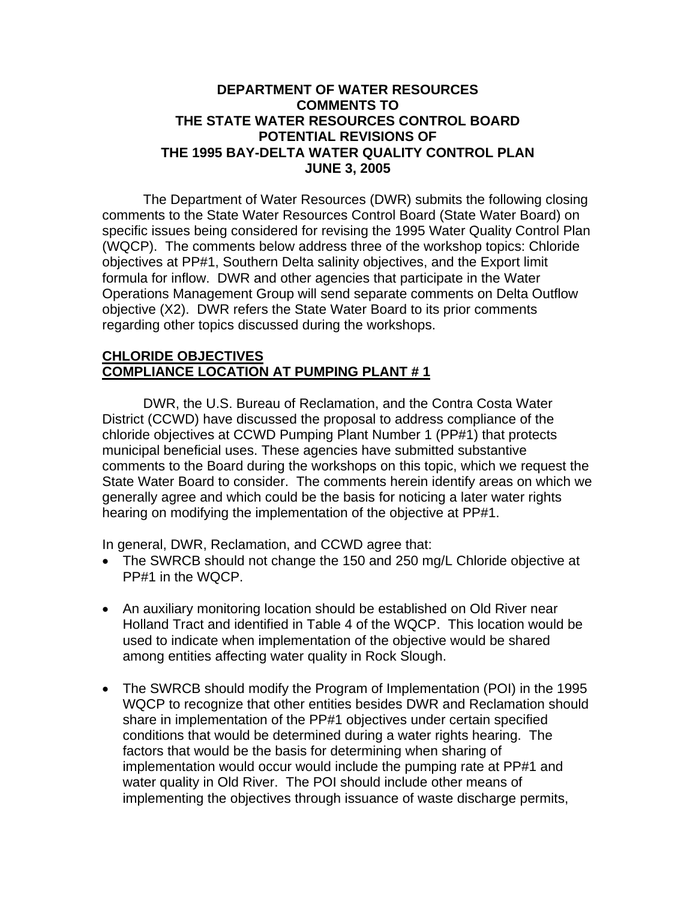# DEPARTMENT OF WATER RESOURCES COMMENTS TO THE STATE WATER RESOURCES CONTROL BOARD POTENTIAL REVISIONS OF THE 1995 BAY-DELTA WATER QUALITY CONTROL PLAN JUNE 3, 2005

The Department of Water Resources (DWR) submits the following closing comments to the State Water Resources Control Board (State Water Board) on specific issues being considered for revising the 1995 Water Quality Control Plan (WQCP). The comments below address three of the workshop topics: Chloride objectives at PP#1, Southern Delta salinity objectives, and the Export limit formula for inflow. DWR and other agencies that participate in the Water Operations Management Group will send separate comments on Delta Outflow objective (X2). DWR refers the State Water Board to its prior comments regarding other topics discussed during the workshops.

## CHLORIDE OBJECTIVES COMPLIANCE LOCATION AT PUMPING PLANT # 1

DWR, the U.S. Bureau of Reclamation, and the Contra Costa Water District (CCWD) have discussed the proposal to address compliance of the chloride objectives at CCWD Pumping Plant Number 1 (PP#1) that protects municipal beneficial uses. These agencies have submitted substantive comments to the Board during the workshops on this topic, which we request the State Water Board to consider. The comments herein identify areas on which we generally agree and which could be the basis for noticing a later water rights hearing on modifying the implementation of the objective at PP#1.

In general, DWR, Reclamation, and CCWD agree that:

- The SWRCB should not change the 150 and 250 mg/L Chloride objective at PP#1 in the WQCP.
- An auxiliary monitoring location should be established on Old River near Holland Tract and identified in Table 4 of the WQCP. This location would be used to indicate when implementation of the objective would be shared among entities affecting water quality in Rock Slough.
- The SWRCB should modify the Program of Implementation (POI) in the 1995 WQCP to recognize that other entities besides DWR and Reclamation should share in implementation of the PP#1 objectives under certain specified conditions that would be determined during a water rights hearing. The factors that would be the basis for determining when sharing of implementation would occur would include the pumping rate at PP#1 and water quality in Old River. The POI should include other means of implementing the objectives through issuance of waste discharge permits,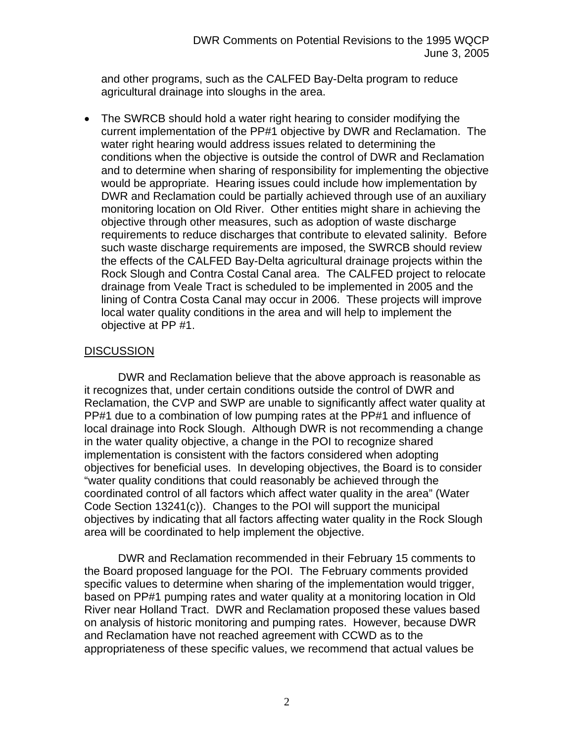and other programs, such as the CALFED Bay-Delta program to reduce agricultural drainage into sloughs in the area.

- The SWRCB should hold a water right hearing to consider modifying the current implementation of the PP#1 objective by DWR and Reclamation. The water right hearing would address issues related to determining the conditions when the objective is outside the control of DWR and Reclamation and to determine when sharing of responsibility for implementing the objective would be appropriate. Hearing issues could include how implementation by DWR and Reclamation could be partially achieved through use of an auxiliary monitoring location on Old River. Other entities might share in achieving the objective through other measures, such as adoption of waste discharge requirements to reduce discharges that contribute to elevated salinity. Before such waste discharge requirements are imposed, the SWRCB should review the effects of the CALFED Bay-Delta agricultural drainage projects within the Rock Slough and Contra Costal Canal area. The CALFED project to relocate drainage from Veale Tract is scheduled to be implemented in 2005 and the lining of Contra Costa Canal may occur in 2006. These projects will improve local water quality conditions in the area and will help to implement the objective at PP #1.

## DISCUSSION

DWR and Reclamation believe that the above approach is reasonable as it recognizes that, under certain conditions outside the control of DWR and Reclamation, the CVP and SWP are unable to significantly affect water quality at PP#1 due to a combination of low pumping rates at the PP#1 and influence of local drainage into Rock Slough. Although DWR is not recommending a change in the water quality objective, a change in the POI to recognize shared implementation is consistent with the factors considered when adopting objectives for beneficial uses. In developing objectives, the Board is to consider "water quality conditions that could reasonably be achieved through the coordinated control of all factors which affect water quality in the area" (Water Code Section 13241(c)). Changes to the POI will support the municipal objectives by indicating that all factors affecting water quality in the Rock Slough area will be coordinated to help implement the objective.

DWR and Reclamation recommended in their February 15 comments to the Board proposed language for the POI. The February comments provided specific values to determine when sharing of the implementation would trigger, based on PP#1 pumping rates and water quality at a monitoring location in Old River near Holland Tract. DWR and Reclamation proposed these values based on analysis of historic monitoring and pumping rates. However, because DWR and Reclamation have not reached agreement with CCWD as to the appropriateness of these specific values, we recommend that actual values be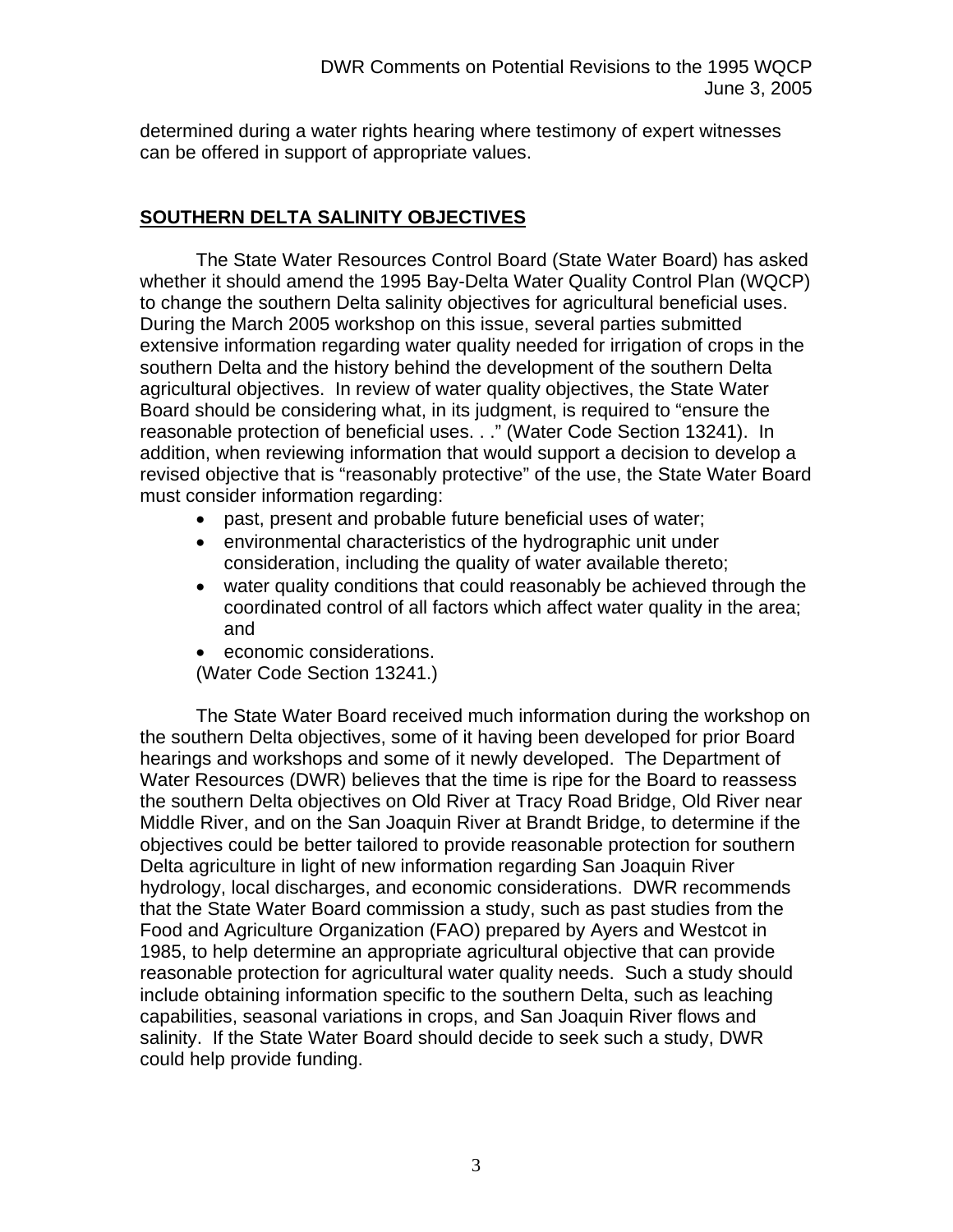determined during a water rights hearing where testimony of expert witnesses can be offered in support of appropriate values.

## SOUTHERN DELTA SALINITY OBJECTIVES

The State Water Resources Control Board (State Water Board) has asked whether it should amend the 1995 Bay-Delta Water Quality Control Plan (WQCP) to change the southern Delta salinity objectives for agricultural beneficial uses. During the March 2005 workshop on this issue, several parties submitted extensive information regarding water quality needed for irrigation of crops in the southern Delta and the history behind the development of the southern Delta agricultural objectives. In review of water quality objectives, the State Water Board should be considering what, in its judgment, is required to "ensure the reasonable protection of beneficial uses. . ." (Water Code Section 13241). In addition, when reviewing information that would support a decision to develop a revised objective that is "reasonably protective" of the use, the State Water Board must consider information regarding:

- past, present and probable future beneficial uses of water;
- environmental characteristics of the hydrographic unit under consideration, including the quality of water available thereto;
- water quality conditions that could reasonably be achieved through the coordinated control of all factors which affect water quality in the area; and
- economic considerations.

(Water Code Section 13241.)

The State Water Board received much information during the workshop on the southern Delta objectives, some of it having been developed for prior Board hearings and workshops and some of it newly developed. The Department of Water Resources (DWR) believes that the time is ripe for the Board to reassess the southern Delta objectives on Old River at Tracy Road Bridge, Old River near Middle River, and on the San Joaquin River at Brandt Bridge, to determine if the objectives could be better tailored to provide reasonable protection for southern Delta agriculture in light of new information regarding San Joaquin River hydrology, local discharges, and economic considerations. DWR recommends that the State Water Board commission a study, such as past studies from the Food and Agriculture Organization (FAO) prepared by Ayers and Westcot in 1985, to help determine an appropriate agricultural objective that can provide reasonable protection for agricultural water quality needs. Such a study should include obtaining information specific to the southern Delta, such as leaching capabilities, seasonal variations in crops, and San Joaquin River flows and salinity. If the State Water Board should decide to seek such a study, DWR could help provide funding.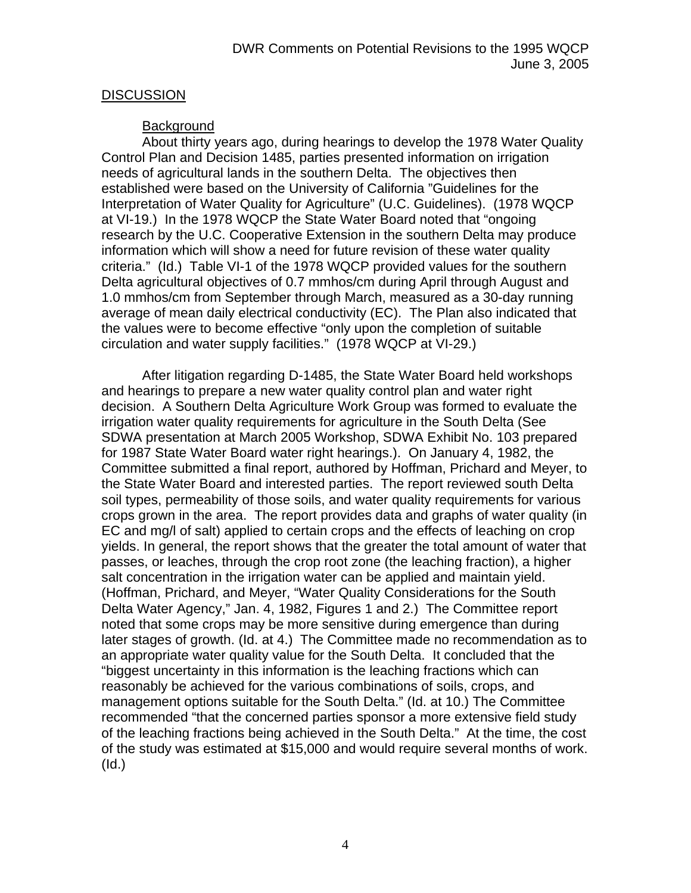## DISCUSSION

### Background

About thirty years ago, during hearings to develop the 1978 Water Quality Control Plan and Decision 1485, parties presented information on irrigation needs of agricultural lands in the southern Delta. The objectives then established were based on the University of California "Guidelines for the Interpretation of Water Quality for Agriculture" (U.C. Guidelines). (1978 WQCP at VI-19.) In the 1978 WQCP the State Water Board noted that "ongoing research by the U.C. Cooperative Extension in the southern Delta may produce information which will show a need for future revision of these water quality criteria." (Id.) Table VI-1 of the 1978 WQCP provided values for the southern Delta agricultural objectives of 0.7 mmhos/cm during April through August and 1.0 mmhos/cm from September through March, measured as a 30-day running average of mean daily electrical conductivity (EC). The Plan also indicated that the values were to become effective "only upon the completion of suitable circulation and water supply facilities." (1978 WQCP at VI-29.)

After litigation regarding D-1485, the State Water Board held workshops and hearings to prepare a new water quality control plan and water right decision. A Southern Delta Agriculture Work Group was formed to evaluate the irrigation water quality requirements for agriculture in the South Delta (See SDWA presentation at March 2005 Workshop, SDWA Exhibit No. 103 prepared for 1987 State Water Board water right hearings.). On January 4, 1982, the Committee submitted a final report, authored by Hoffman, Prichard and Meyer, to the State Water Board and interested parties. The report reviewed south Delta soil types, permeability of those soils, and water quality requirements for various crops grown in the area. The report provides data and graphs of water quality (in EC and mg/l of salt) applied to certain crops and the effects of leaching on crop yields. In general, the report shows that the greater the total amount of water that passes, or leaches, through the crop root zone (the leaching fraction), a higher salt concentration in the irrigation water can be applied and maintain yield. (Hoffman, Prichard, and Meyer, "Water Quality Considerations for the South Delta Water Agency," Jan. 4, 1982, Figures 1 and 2.) The Committee report noted that some crops may be more sensitive during emergence than during later stages of growth. (Id. at 4.) The Committee made no recommendation as to an appropriate water quality value for the South Delta. It concluded that the "biggest uncertainty in this information is the leaching fractions which can reasonably be achieved for the various combinations of soils, crops, and management options suitable for the South Delta." (Id. at 10.) The Committee recommended "that the concerned parties sponsor a more extensive field study of the leaching fractions being achieved in the South Delta." At the time, the cost of the study was estimated at $15,000 and would require several months of work. (Id.)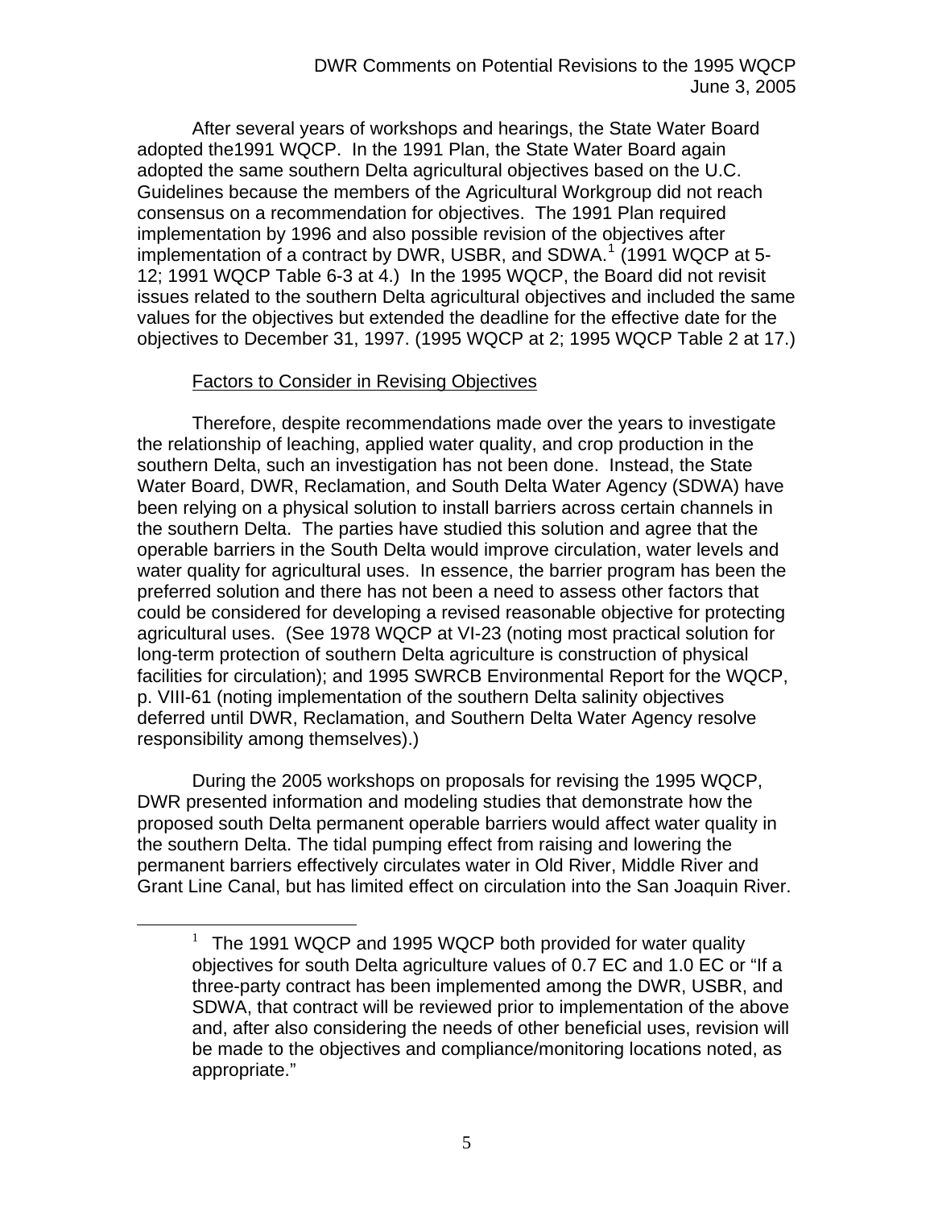After several years of workshops and hearings, the State Water Board adopted the1991 WQCP. In the 1991 Plan, the State Water Board again adopted the same southern Delta agricultural objectives based on the U.C. Guidelines because the members of the Agricultural Workgroup did not reach consensus on a recommendation for objectives. The 1991 Plan required implementation by 1996 and also possible revision of the objectives after implementation of a contract by DWR, USBR, and SDWA.[1] (1991 WQCP at 5-12; 1991 WQCP Table 6-3 at 4.) In the 1995 WQCP, the Board did not revisit issues related to the southern Delta agricultural objectives and included the same values for the objectives but extended the deadline for the effective date for the objectives to December 31, 1997. (1995 WQCP at 2; 1995 WQCP Table 2 at 17.)

<u>Factors to Consider in Revising Objectives</u>

Therefore, despite recommendations made over the years to investigate the relationship of leaching, applied water quality, and crop production in the southern Delta, such an investigation has not been done. Instead, the State Water Board, DWR, Reclamation, and South Delta Water Agency (SDWA) have been relying on a physical solution to install barriers across certain channels in the southern Delta. The parties have studied this solution and agree that the operable barriers in the South Delta would improve circulation, water levels and water quality for agricultural uses. In essence, the barrier program has been the preferred solution and there has not been a need to assess other factors that could be considered for developing a revised reasonable objective for protecting agricultural uses. (See 1978 WQCP at VI-23 (noting most practical solution for long-term protection of southern Delta agriculture is construction of physical facilities for circulation); and 1995 SWRCB Environmental Report for the WQCP, p. VIII-61 (noting implementation of the southern Delta salinity objectives deferred until DWR, Reclamation, and Southern Delta Water Agency resolve responsibility among themselves).)

During the 2005 workshops on proposals for revising the 1995 WQCP, DWR presented information and modeling studies that demonstrate how the proposed south Delta permanent operable barriers would affect water quality in the southern Delta. The tidal pumping effect from raising and lowering the permanent barriers effectively circulates water in Old River, Middle River and Grant Line Canal, but has limited effect on circulation into the San Joaquin River.

[1] The 1991 WQCP and 1995 WQCP both provided for water quality objectives for south Delta agriculture values of 0.7 EC and 1.0 EC or "If a three-party contract has been implemented among the DWR, USBR, and SDWA, that contract will be reviewed prior to implementation of the above and, after also considering the needs of other beneficial uses, revision will be made to the objectives and compliance/monitoring locations noted, as appropriate."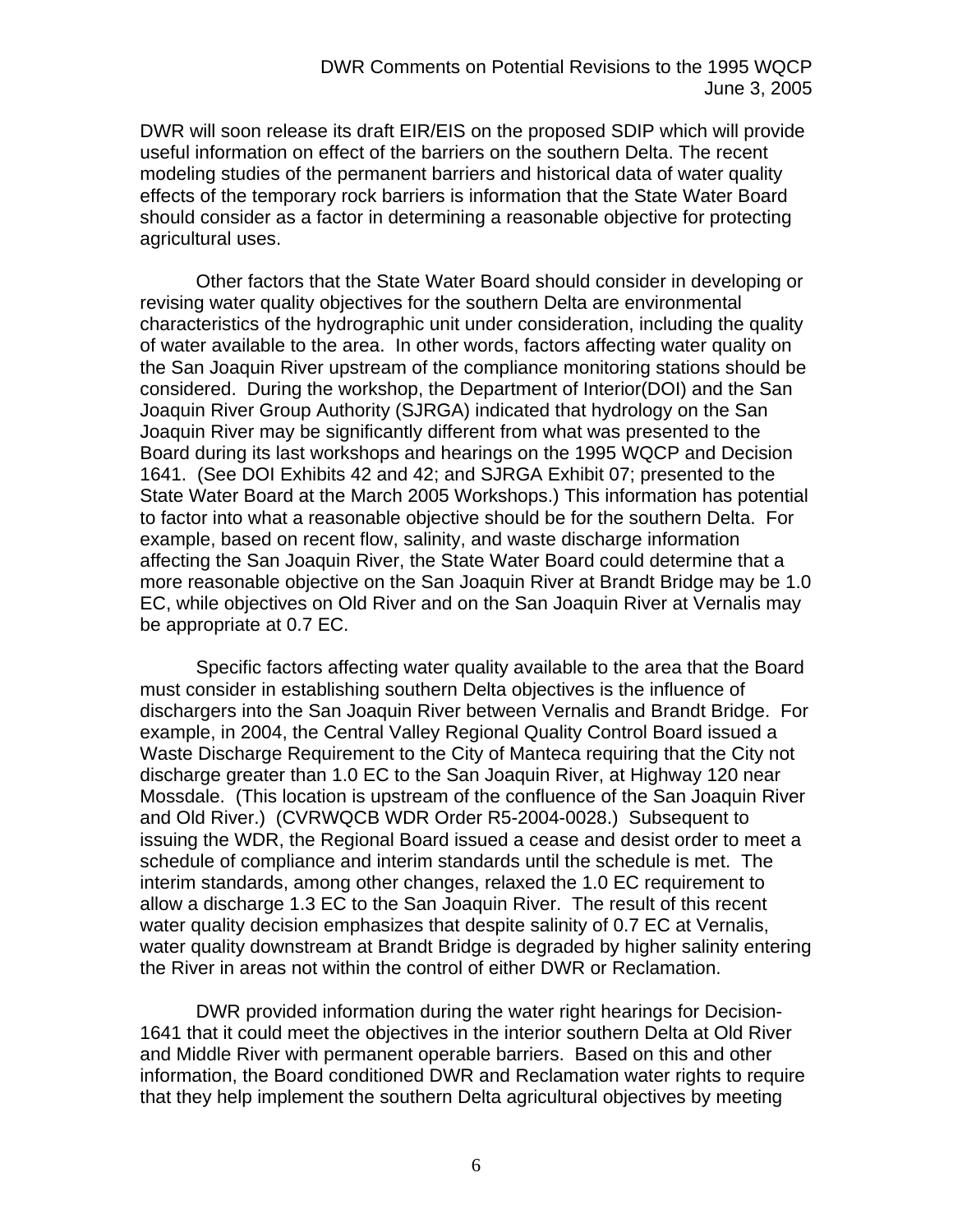DWR will soon release its draft EIR/EIS on the proposed SDIP which will provide useful information on effect of the barriers on the southern Delta. The recent modeling studies of the permanent barriers and historical data of water quality effects of the temporary rock barriers is information that the State Water Board should consider as a factor in determining a reasonable objective for protecting agricultural uses.

Other factors that the State Water Board should consider in developing or revising water quality objectives for the southern Delta are environmental characteristics of the hydrographic unit under consideration, including the quality of water available to the area. In other words, factors affecting water quality on the San Joaquin River upstream of the compliance monitoring stations should be considered. During the workshop, the Department of Interior(DOI) and the San Joaquin River Group Authority (SJRGA) indicated that hydrology on the San Joaquin River may be significantly different from what was presented to the Board during its last workshops and hearings on the 1995 WQCP and Decision 1641. (See DOI Exhibits 42 and 42; and SJRGA Exhibit 07; presented to the State Water Board at the March 2005 Workshops.) This information has potential to factor into what a reasonable objective should be for the southern Delta. For example, based on recent flow, salinity, and waste discharge information affecting the San Joaquin River, the State Water Board could determine that a more reasonable objective on the San Joaquin River at Brandt Bridge may be 1.0 EC, while objectives on Old River and on the San Joaquin River at Vernalis may be appropriate at 0.7 EC.

Specific factors affecting water quality available to the area that the Board must consider in establishing southern Delta objectives is the influence of dischargers into the San Joaquin River between Vernalis and Brandt Bridge. For example, in 2004, the Central Valley Regional Quality Control Board issued a Waste Discharge Requirement to the City of Manteca requiring that the City not discharge greater than 1.0 EC to the San Joaquin River, at Highway 120 near Mossdale. (This location is upstream of the confluence of the San Joaquin River and Old River.) (CVRWQCB WDR Order R5-2004-0028.) Subsequent to issuing the WDR, the Regional Board issued a cease and desist order to meet a schedule of compliance and interim standards until the schedule is met. The interim standards, among other changes, relaxed the 1.0 EC requirement to allow a discharge 1.3 EC to the San Joaquin River. The result of this recent water quality decision emphasizes that despite salinity of 0.7 EC at Vernalis, water quality downstream at Brandt Bridge is degraded by higher salinity entering the River in areas not within the control of either DWR or Reclamation.

DWR provided information during the water right hearings for Decision-1641 that it could meet the objectives in the interior southern Delta at Old River and Middle River with permanent operable barriers. Based on this and other information, the Board conditioned DWR and Reclamation water rights to require that they help implement the southern Delta agricultural objectives by meeting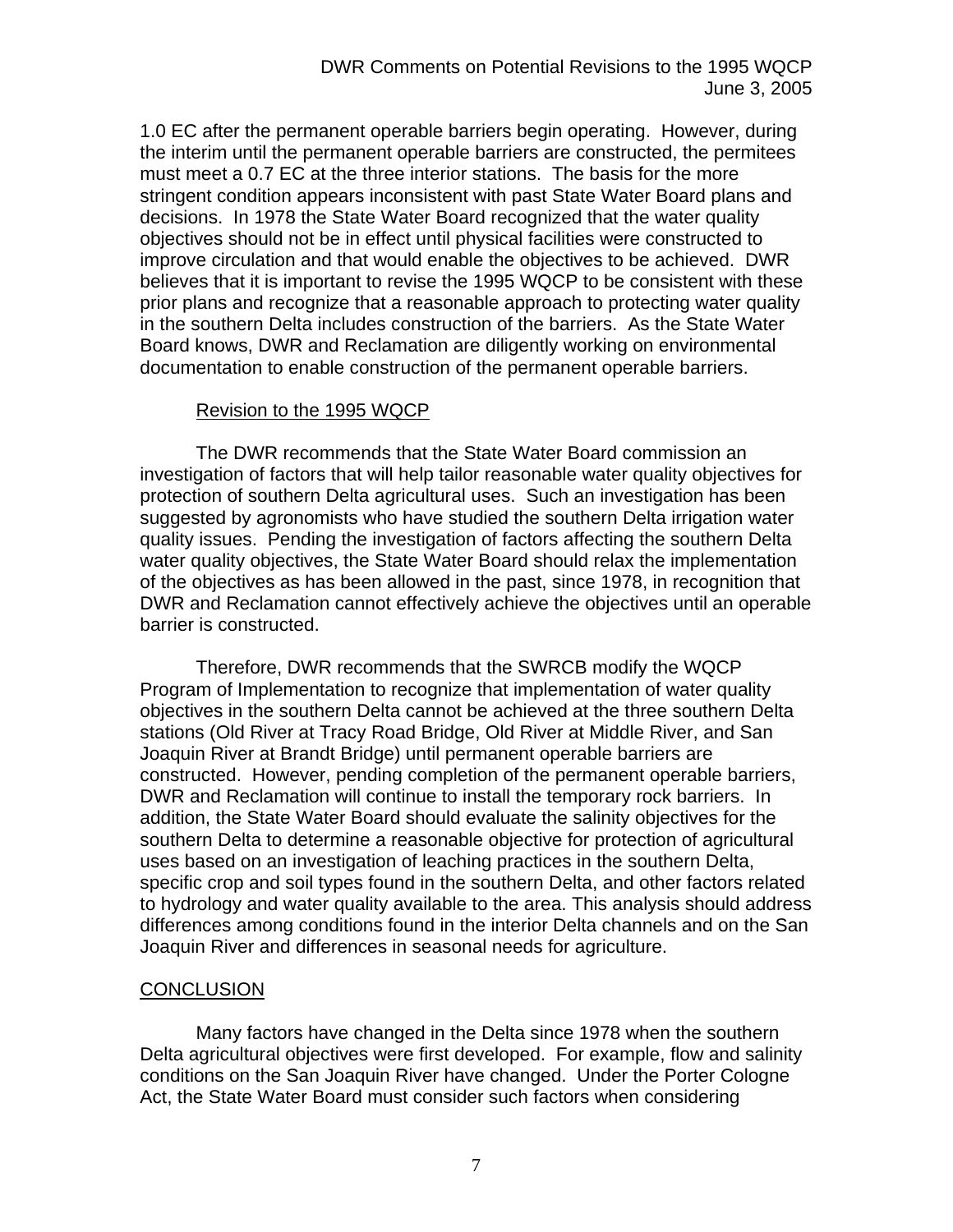1.0 EC after the permanent operable barriers begin operating. However, during the interim until the permanent operable barriers are constructed, the permitees must meet a 0.7 EC at the three interior stations. The basis for the more stringent condition appears inconsistent with past State Water Board plans and decisions. In 1978 the State Water Board recognized that the water quality objectives should not be in effect until physical facilities were constructed to improve circulation and that would enable the objectives to be achieved. DWR believes that it is important to revise the 1995 WQCP to be consistent with these prior plans and recognize that a reasonable approach to protecting water quality in the southern Delta includes construction of the barriers. As the State Water Board knows, DWR and Reclamation are diligently working on environmental documentation to enable construction of the permanent operable barriers.

<u>Revision to the 1995 WQCP</u>

The DWR recommends that the State Water Board commission an investigation of factors that will help tailor reasonable water quality objectives for protection of southern Delta agricultural uses. Such an investigation has been suggested by agronomists who have studied the southern Delta irrigation water quality issues. Pending the investigation of factors affecting the southern Delta water quality objectives, the State Water Board should relax the implementation of the objectives as has been allowed in the past, since 1978, in recognition that DWR and Reclamation cannot effectively achieve the objectives until an operable barrier is constructed.

Therefore, DWR recommends that the SWRCB modify the WQCP Program of Implementation to recognize that implementation of water quality objectives in the southern Delta cannot be achieved at the three southern Delta stations (Old River at Tracy Road Bridge, Old River at Middle River, and San Joaquin River at Brandt Bridge) until permanent operable barriers are constructed. However, pending completion of the permanent operable barriers, DWR and Reclamation will continue to install the temporary rock barriers. In addition, the State Water Board should evaluate the salinity objectives for the southern Delta to determine a reasonable objective for protection of agricultural uses based on an investigation of leaching practices in the southern Delta, specific crop and soil types found in the southern Delta, and other factors related to hydrology and water quality available to the area. This analysis should address differences among conditions found in the interior Delta channels and on the San Joaquin River and differences in seasonal needs for agriculture.

## <u>CONCLUSION</u>

Many factors have changed in the Delta since 1978 when the southern Delta agricultural objectives were first developed. For example, flow and salinity conditions on the San Joaquin River have changed. Under the Porter Cologne Act, the State Water Board must consider such factors when considering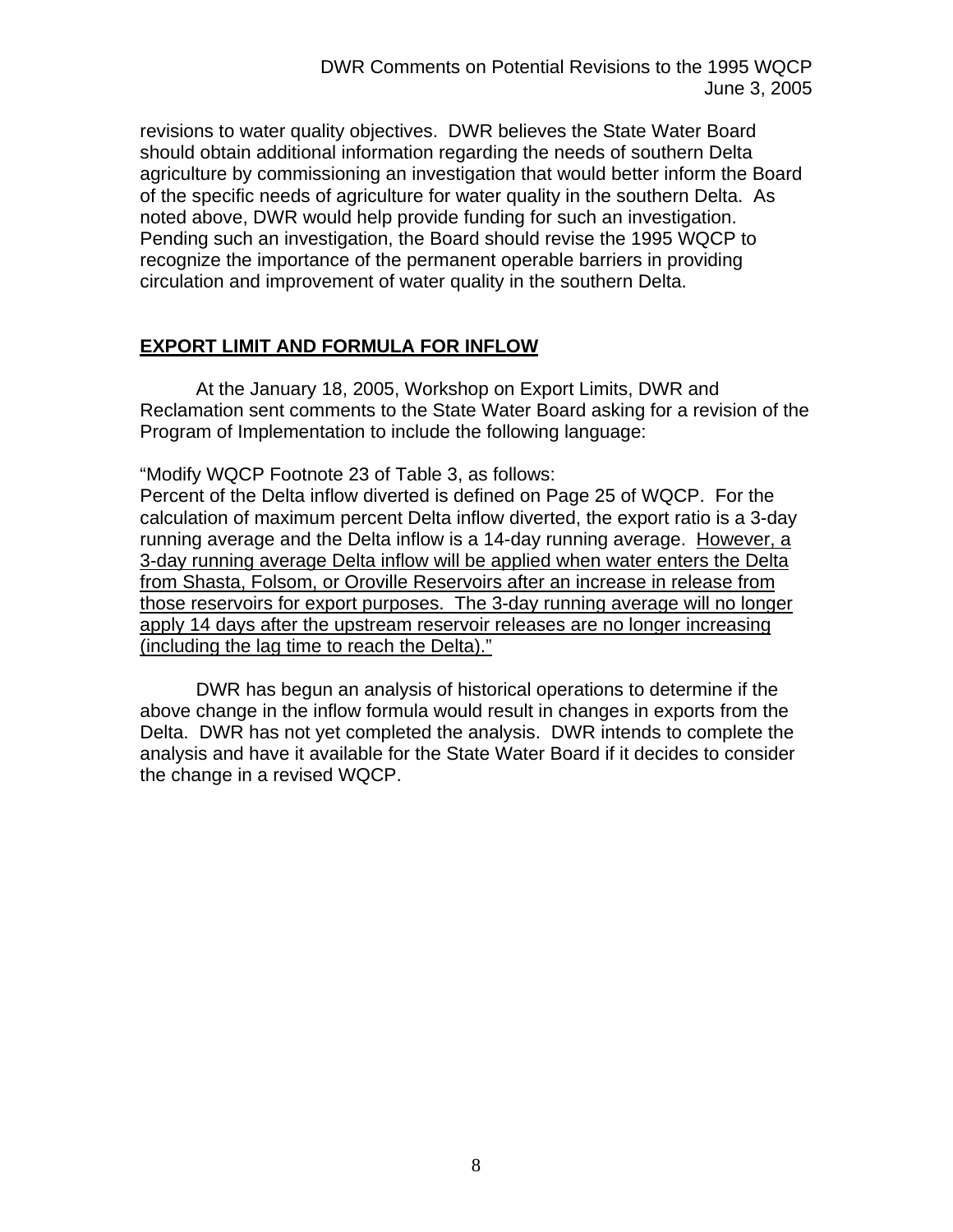revisions to water quality objectives. DWR believes the State Water Board should obtain additional information regarding the needs of southern Delta agriculture by commissioning an investigation that would better inform the Board of the specific needs of agriculture for water quality in the southern Delta. As noted above, DWR would help provide funding for such an investigation. Pending such an investigation, the Board should revise the 1995 WQCP to recognize the importance of the permanent operable barriers in providing circulation and improvement of water quality in the southern Delta.

## <u>EXPORT LIMIT AND FORMULA FOR INFLOW</u>

At the January 18, 2005, Workshop on Export Limits, DWR and Reclamation sent comments to the State Water Board asking for a revision of the Program of Implementation to include the following language:

"Modify WQCP Footnote 23 of Table 3, as follows:
Percent of the Delta inflow diverted is defined on Page 25 of WQCP. For the calculation of maximum percent Delta inflow diverted, the export ratio is a 3-day running average and the Delta inflow is a 14-day running average. <u>However, a 3-day running average Delta inflow will be applied when water enters the Delta from Shasta, Folsom, or Oroville Reservoirs after an increase in release from those reservoirs for export purposes. The 3-day running average will no longer apply 14 days after the upstream reservoir releases are no longer increasing (including the lag time to reach the Delta).</u>"

DWR has begun an analysis of historical operations to determine if the above change in the inflow formula would result in changes in exports from the Delta. DWR has not yet completed the analysis. DWR intends to complete the analysis and have it available for the State Water Board if it decides to consider the change in a revised WQCP.